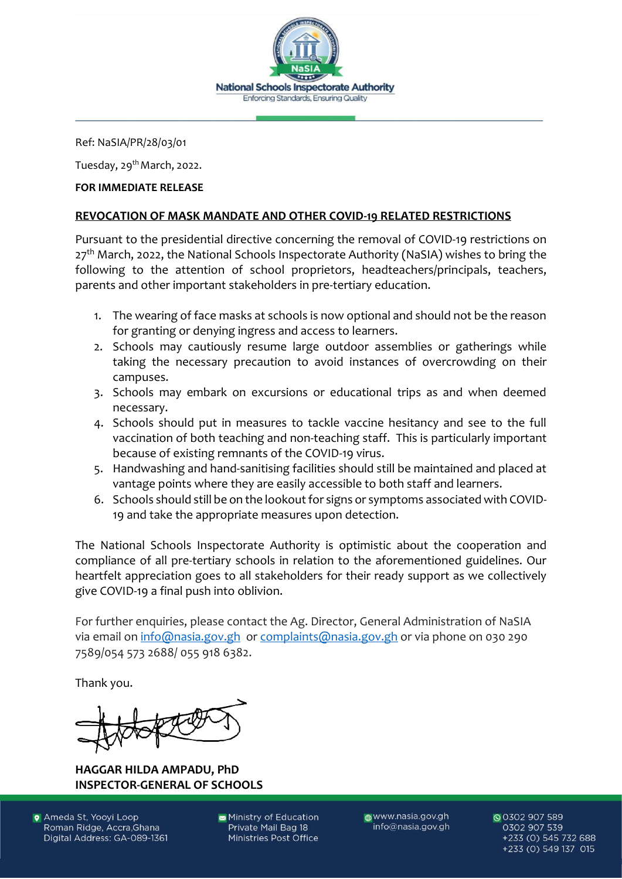National Schools Inspectorate Authority
Enforcing Standards, Ensuring Quality

Ref: NaSIA/PR/28/03/01

Tuesday, 29th March, 2022.

**FOR IMMEDIATE RELEASE**

**REVOCATION OF MASK MANDATE AND OTHER COVID-19 RELATED RESTRICTIONS**

Pursuant to the presidential directive concerning the removal of COVID-19 restrictions on 27th March, 2022, the National Schools Inspectorate Authority (NaSIA) wishes to bring the following to the attention of school proprietors, headteachers/principals, teachers, parents and other important stakeholders in pre-tertiary education.

1. The wearing of face masks at schools is now optional and should not be the reason for granting or denying ingress and access to learners.
2. Schools may cautiously resume large outdoor assemblies or gatherings while taking the necessary precaution to avoid instances of overcrowding on their campuses.
3. Schools may embark on excursions or educational trips as and when deemed necessary.
4. Schools should put in measures to tackle vaccine hesitancy and see to the full vaccination of both teaching and non-teaching staff. This is particularly important because of existing remnants of the COVID-19 virus.
5. Handwashing and hand-sanitising facilities should still be maintained and placed at vantage points where they are easily accessible to both staff and learners.
6. Schools should still be on the lookout for signs or symptoms associated with COVID-19 and take the appropriate measures upon detection.

The National Schools Inspectorate Authority is optimistic about the cooperation and compliance of all pre-tertiary schools in relation to the aforementioned guidelines. Our heartfelt appreciation goes to all stakeholders for their ready support as we collectively give COVID-19 a final push into oblivion.

For further enquiries, please contact the Ag. Director, General Administration of NaSIA via email on info@nasia.gov.gh or complaints@nasia.gov.gh or via phone on 030 290 7589/054 573 2688/ 055 918 6382.

Thank you.

**HAGGAR HILDA AMPADU, PhD**
**INSPECTOR-GENERAL OF SCHOOLS**

Ameda St, Yooyi Loop
Roman Ridge, Accra,Ghana
Digital Address: GA-089-1361

Ministry of Education
Private Mail Bag 18
Ministries Post Office

www.nasia.gov.gh
info@nasia.gov.gh

0302 907 589
0302 907 539
+233 (0) 545 732 688
+233 (0) 549 137 015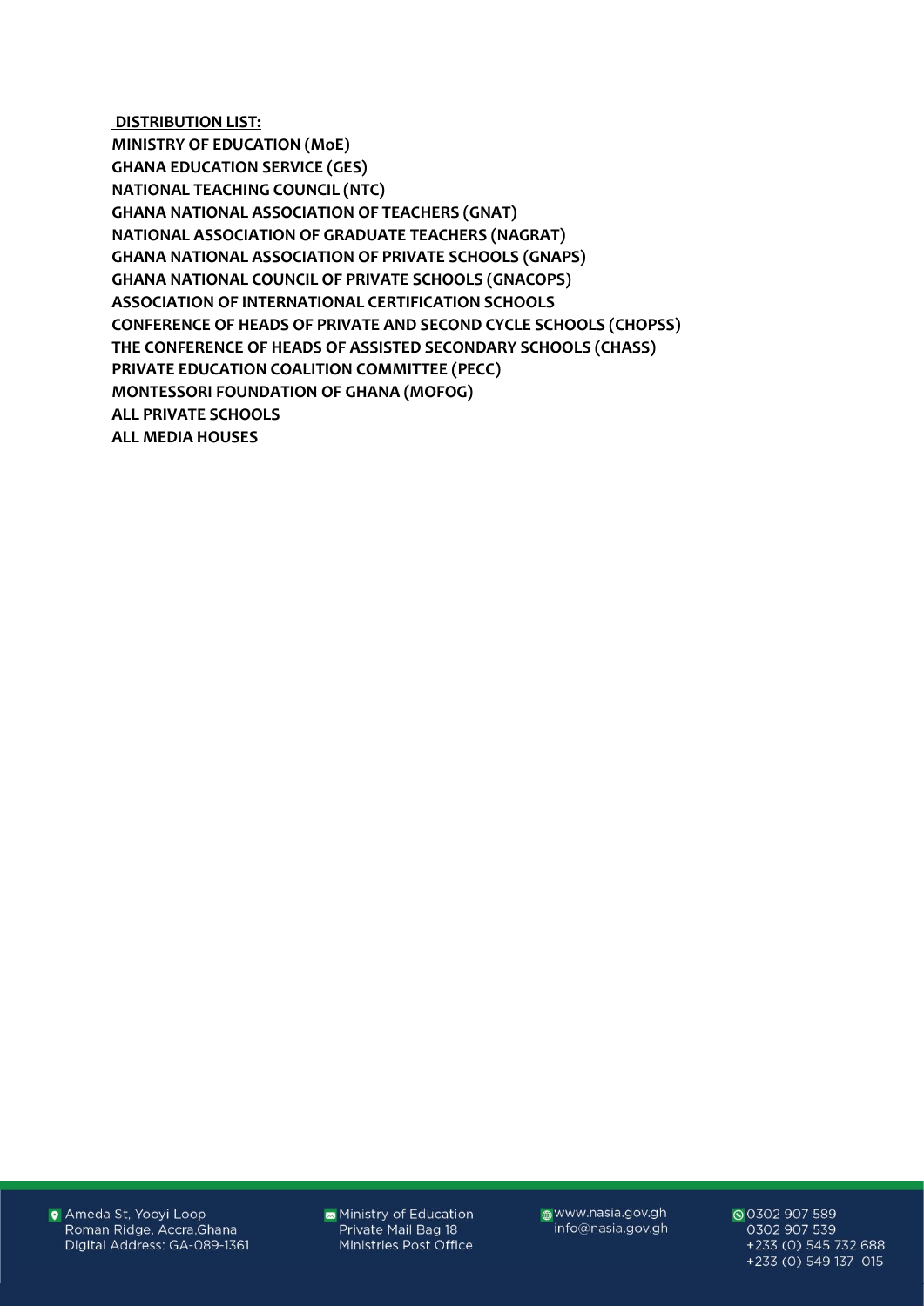**DISTRIBUTION LIST:**

**MINISTRY OF EDUCATION (MoE)**
**GHANA EDUCATION SERVICE (GES)**
**NATIONAL TEACHING COUNCIL (NTC)**
**GHANA NATIONAL ASSOCIATION OF TEACHERS (GNAT)**
**NATIONAL ASSOCIATION OF GRADUATE TEACHERS (NAGRAT)**
**GHANA NATIONAL ASSOCIATION OF PRIVATE SCHOOLS (GNAPS)**
**GHANA NATIONAL COUNCIL OF PRIVATE SCHOOLS (GNACOPS)**
**ASSOCIATION OF INTERNATIONAL CERTIFICATION SCHOOLS**
**CONFERENCE OF HEADS OF PRIVATE AND SECOND CYCLE SCHOOLS (CHOPSS)**
**THE CONFERENCE OF HEADS OF ASSISTED SECONDARY SCHOOLS (CHASS)**
**PRIVATE EDUCATION COALITION COMMITTEE (PECC)**
**MONTESSORI FOUNDATION OF GHANA (MOFOG)**
**ALL PRIVATE SCHOOLS**
**ALL MEDIA HOUSES**